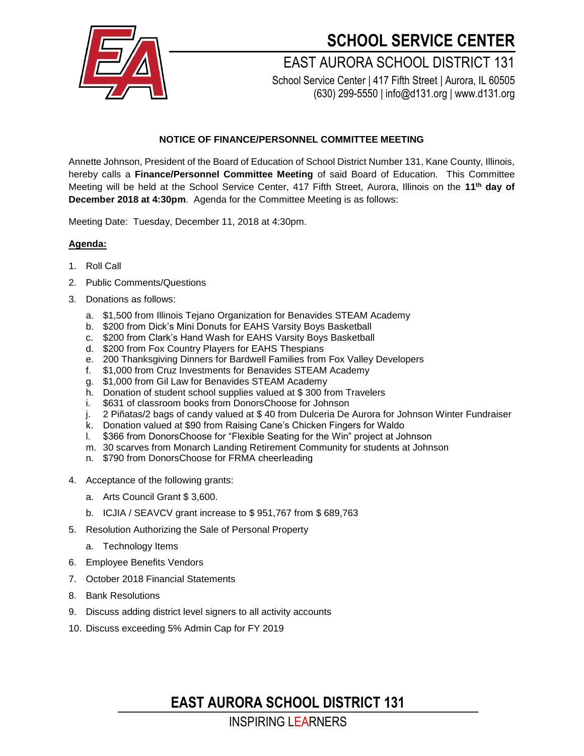# SCHOOL SERVICE CENTER

## EAST AURORA SCHOOL DISTRICT 131

School Service Center | 417 Fifth Street | Aurora, IL 60505
(630) 299-5550 | info@d131.org | www.d131.org

### NOTICE OF FINANCE/PERSONNEL COMMITTEE MEETING

Annette Johnson, President of the Board of Education of School District Number 131, Kane County, Illinois, hereby calls a **Finance/Personnel Committee Meeting** of said Board of Education. This Committee Meeting will be held at the School Service Center, 417 Fifth Street, Aurora, Illinois on the **11th day of December 2018 at 4:30pm**. Agenda for the Committee Meeting is as follows:

Meeting Date: Tuesday, December 11, 2018 at 4:30pm.

**Agenda:**

1. Roll Call
2. Public Comments/Questions
3. Donations as follows:
   a. $1,500 from Illinois Tejano Organization for Benavides STEAM Academy
   b. $200 from Dick's Mini Donuts for EAHS Varsity Boys Basketball
   c. $200 from Clark's Hand Wash for EAHS Varsity Boys Basketball
   d. $200 from Fox Country Players for EAHS Thespians
   e. 200 Thanksgiving Dinners for Bardwell Families from Fox Valley Developers
   f. $1,000 from Cruz Investments for Benavides STEAM Academy
   g. $1,000 from Gil Law for Benavides STEAM Academy
   h. Donation of student school supplies valued at $ 300 from Travelers
   i. $631 of classroom books from DonorsChoose for Johnson
   j. 2 Piñatas/2 bags of candy valued at $ 40 from Dulceria De Aurora for Johnson Winter Fundraiser
   k. Donation valued at $90 from Raising Cane's Chicken Fingers for Waldo
   l. $366 from DonorsChoose for "Flexible Seating for the Win" project at Johnson
   m. 30 scarves from Monarch Landing Retirement Community for students at Johnson
   n. $790 from DonorsChoose for FRMA cheerleading
4. Acceptance of the following grants:
   a. Arts Council Grant $ 3,600.
   b. ICJIA / SEAVCV grant increase to $ 951,767 from $ 689,763
5. Resolution Authorizing the Sale of Personal Property
   a. Technology Items
6. Employee Benefits Vendors
7. October 2018 Financial Statements
8. Bank Resolutions
9. Discuss adding district level signers to all activity accounts
10. Discuss exceeding 5% Admin Cap for FY 2019

**EAST AURORA SCHOOL DISTRICT 131**

INSPIRING LEARNERS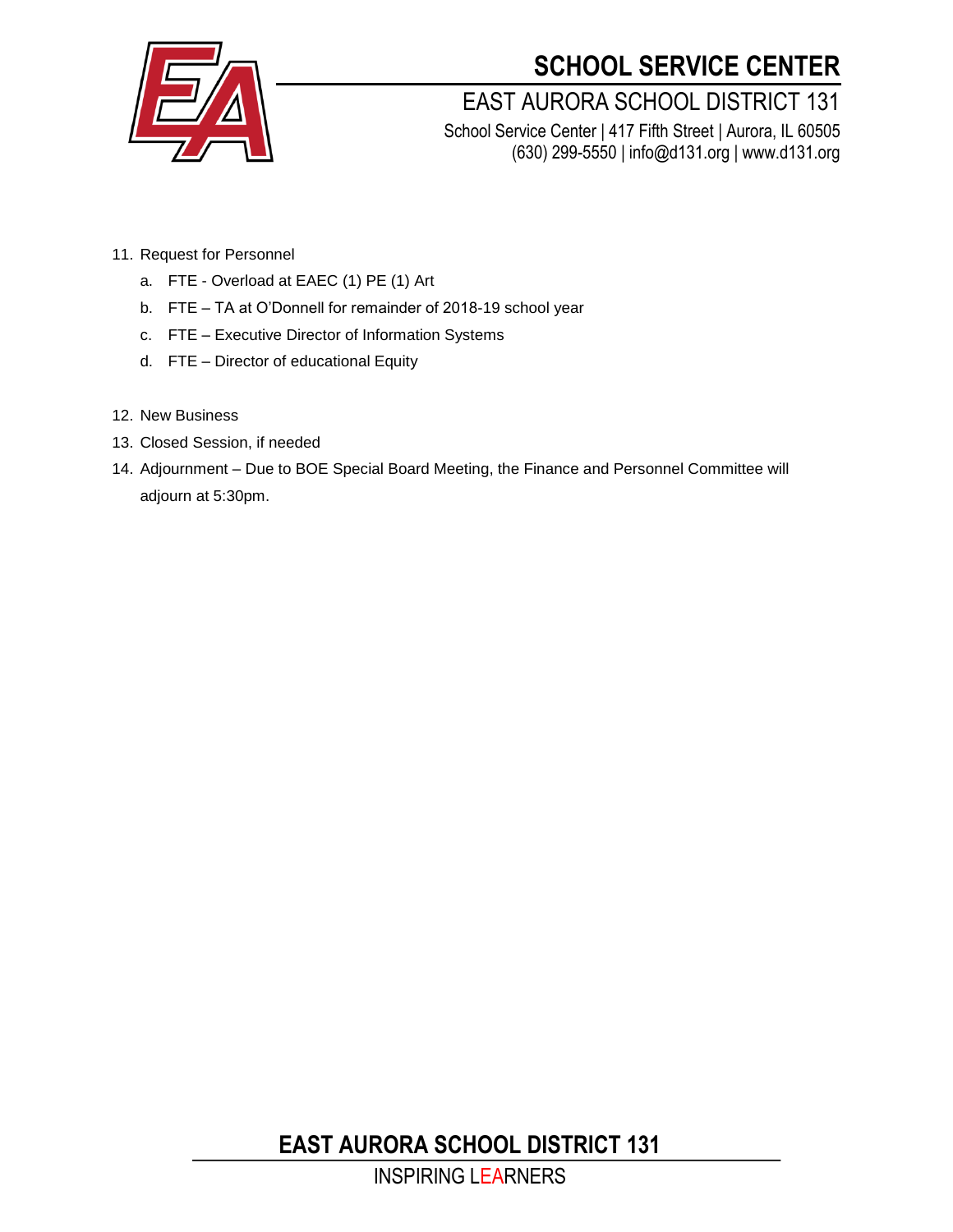11. Request for Personnel
    a. FTE - Overload at EAEC (1) PE (1) Art
    b. FTE – TA at O'Donnell for remainder of 2018-19 school year
    c. FTE – Executive Director of Information Systems
    d. FTE – Director of educational Equity

12. New Business
13. Closed Session, if needed
14. Adjournment – Due to BOE Special Board Meeting, the Finance and Personnel Committee will adjourn at 5:30pm.